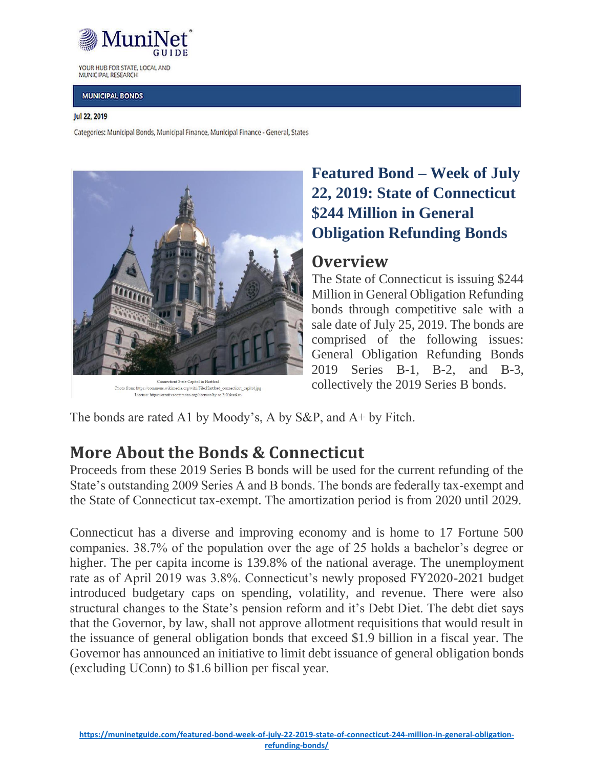MuniNet GUIDE

YOUR HUB FOR STATE, LOCAL AND MUNICIPAL RESEARCH

MUNICIPAL BONDS

Jul 22, 2019

Categories: Municipal Bonds, Municipal Finance, Municipal Finance - General, States

Connecticut State Capitol in Hartford
Photo from: https://commons.wikimedia.org/wiki/File:Hartford_connecticut_capitol.jpg
License: https://creativecommons.org/licenses/by-sa/3.0/deed.en

# Featured Bond – Week of July 22, 2019: State of Connecticut $244 Million in General Obligation Refunding Bonds

## Overview

The State of Connecticut is issuing $244 Million in General Obligation Refunding bonds through competitive sale with a sale date of July 25, 2019. The bonds are comprised of the following issues: General Obligation Refunding Bonds 2019 Series B-1, B-2, and B-3, collectively the 2019 Series B bonds.

The bonds are rated A1 by Moody's, A by S&P, and A+ by Fitch.

## More About the Bonds & Connecticut

Proceeds from these 2019 Series B bonds will be used for the current refunding of the State's outstanding 2009 Series A and B bonds. The bonds are federally tax-exempt and the State of Connecticut tax-exempt. The amortization period is from 2020 until 2029.

Connecticut has a diverse and improving economy and is home to 17 Fortune 500 companies. 38.7% of the population over the age of 25 holds a bachelor's degree or higher. The per capita income is 139.8% of the national average. The unemployment rate as of April 2019 was 3.8%. Connecticut's newly proposed FY2020-2021 budget introduced budgetary caps on spending, volatility, and revenue. There were also structural changes to the State's pension reform and it's Debt Diet. The debt diet says that the Governor, by law, shall not approve allotment requisitions that would result in the issuance of general obligation bonds that exceed $1.9 billion in a fiscal year. The Governor has announced an initiative to limit debt issuance of general obligation bonds (excluding UConn) to $1.6 billion per fiscal year.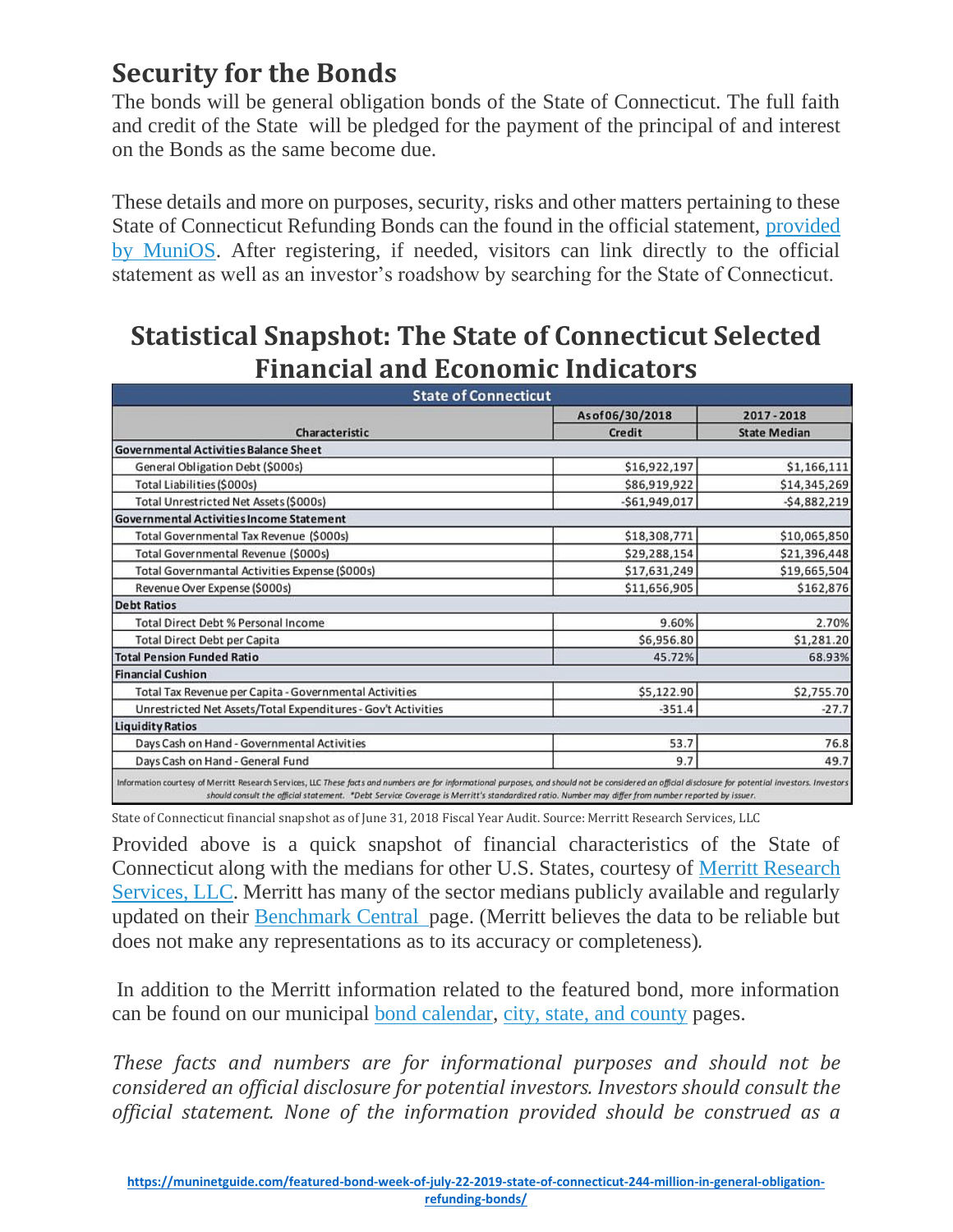## Security for the Bonds

The bonds will be general obligation bonds of the State of Connecticut. The full faith and credit of the State will be pledged for the payment of the principal of and interest on the Bonds as the same become due.

These details and more on purposes, security, risks and other matters pertaining to these State of Connecticut Refunding Bonds can the found in the official statement, provided by MuniOS. After registering, if needed, visitors can link directly to the official statement as well as an investor's roadshow by searching for the State of Connecticut.

## Statistical Snapshot: The State of Connecticut Selected Financial and Economic Indicators

| State of Connecticut | | |
|---|---|---|
| | As of 06/30/2018 | 2017 - 2018 |
| Characteristic | Credit | State Median |
| **Governmental Activities Balance Sheet** | | |
| General Obligation Debt ($000s) | $16,922,197 | $1,166,111 |
| Total Liabilities ($000s) | $86,919,922 | $14,345,269 |
| Total Unrestricted Net Assets ($000s) | -$61,949,017 | -$4,882,219 |
| **Governmental Activities Income Statement** | | |
| Total Governmental Tax Revenue ($000s) | $18,308,771 | $10,065,850 |
| Total Governmental Revenue ($000s) | $29,288,154 | $21,396,448 |
| Total Governmantal Activities Expense ($000s) | $17,631,249 | $19,665,504 |
| Revenue Over Expense ($000s) | $11,656,905 | $162,876 |
| **Debt Ratios** | | |
| Total Direct Debt % Personal Income | 9.60% | 2.70% |
| Total Direct Debt per Capita | $6,956.80 | $1,281.20 |
| **Total Pension Funded Ratio** | 45.72% | 68.93% |
| **Financial Cushion** | | |
| Total Tax Revenue per Capita - Governmental Activities | $5,122.90 | $2,755.70 |
| Unrestricted Net Assets/Total Expenditures - Gov't Activities | -351.4 | -27.7 |
| **Liquidity Ratios** | | |
| Days Cash on Hand - Governmental Activities | 53.7 | 76.8 |
| Days Cash on Hand - General Fund | 9.7 | 49.7 |

Information courtesy of Merritt Research Services, LLC *These facts and numbers are for informational purposes, and should not be considered an official disclosure for potential investors. Investors should consult the official statement. \*Debt Service Coverage is Merritt's standardized ratio. Number may differ from number reported by issuer.*

State of Connecticut financial snapshot as of June 31, 2018 Fiscal Year Audit. Source: Merritt Research Services, LLC

Provided above is a quick snapshot of financial characteristics of the State of Connecticut along with the medians for other U.S. States, courtesy of Merritt Research Services, LLC. Merritt has many of the sector medians publicly available and regularly updated on their Benchmark Central page. (Merritt believes the data to be reliable but does not make any representations as to its accuracy or completeness).

In addition to the Merritt information related to the featured bond, more information can be found on our municipal bond calendar, city, state, and county pages.

*These facts and numbers are for informational purposes and should not be considered an official disclosure for potential investors. Investors should consult the official statement. None of the information provided should be construed as a*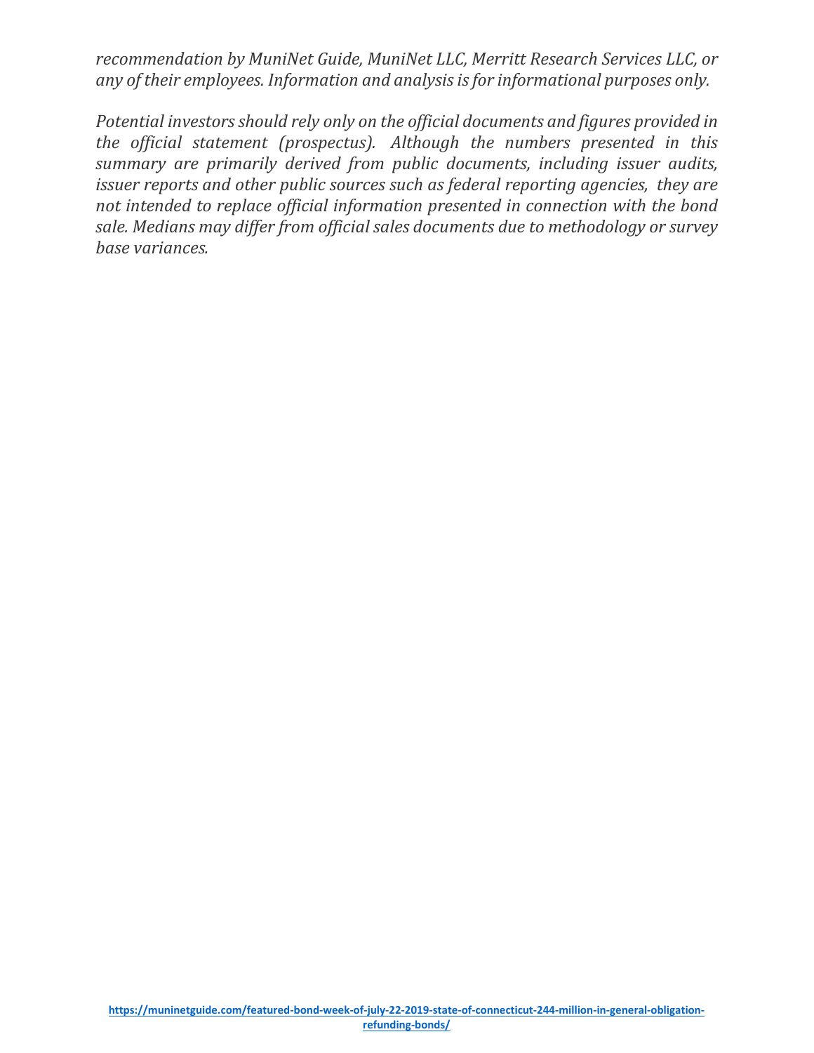*recommendation by MuniNet Guide, MuniNet LLC, Merritt Research Services LLC, or any of their employees. Information and analysis is for informational purposes only.*

*Potential investors should rely only on the official documents and figures provided in the official statement (prospectus). Although the numbers presented in this summary are primarily derived from public documents, including issuer audits, issuer reports and other public sources such as federal reporting agencies, they are not intended to replace official information presented in connection with the bond sale. Medians may differ from official sales documents due to methodology or survey base variances.*